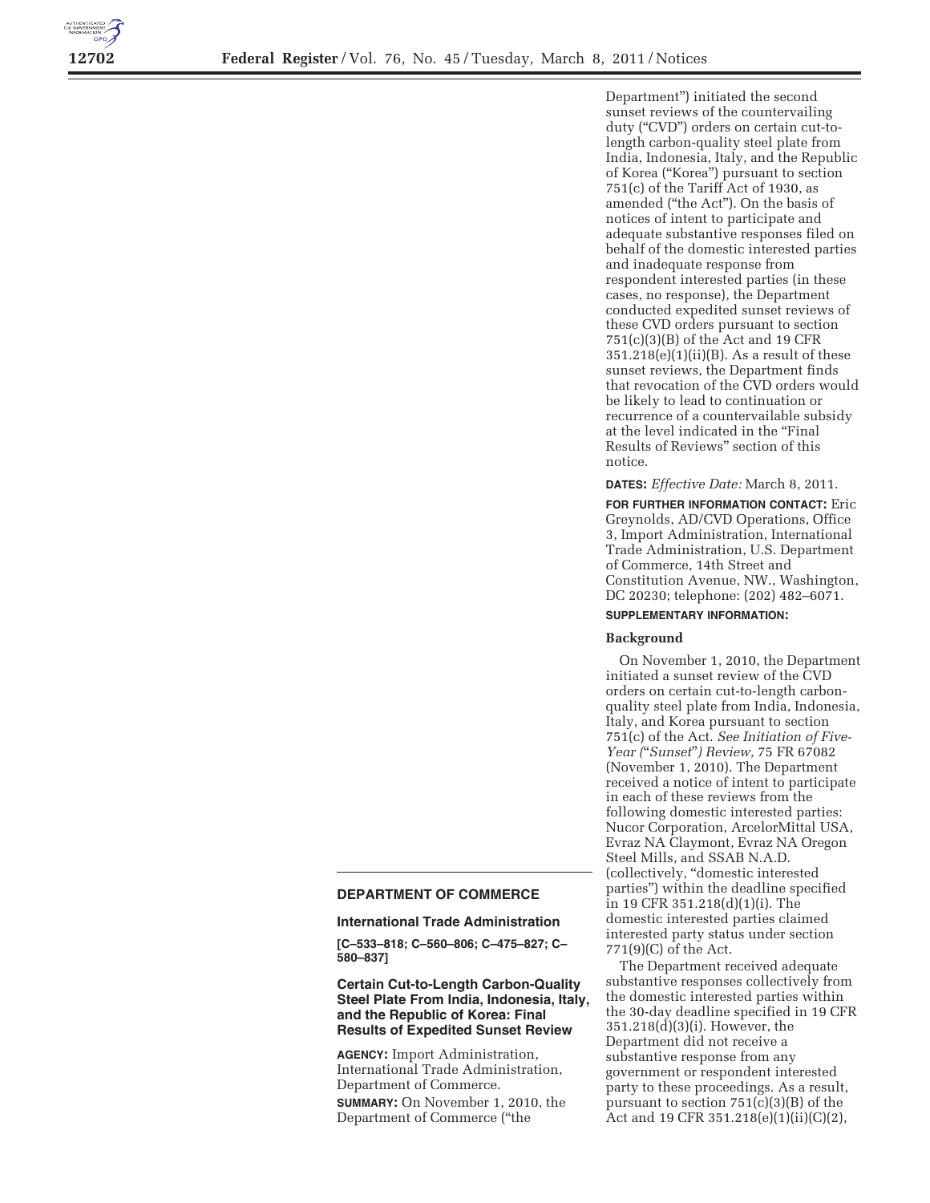## DEPARTMENT OF COMMERCE

### International Trade Administration

**[C–533–818; C–560–806; C–475–827; C–580–837]**

### Certain Cut-to-Length Carbon-Quality Steel Plate From India, Indonesia, Italy, and the Republic of Korea: Final Results of Expedited Sunset Review

**AGENCY:** Import Administration, International Trade Administration, Department of Commerce.

**SUMMARY:** On November 1, 2010, the Department of Commerce ("the Department") initiated the second sunset reviews of the countervailing duty ("CVD") orders on certain cut-to-length carbon-quality steel plate from India, Indonesia, Italy, and the Republic of Korea ("Korea") pursuant to section 751(c) of the Tariff Act of 1930, as amended ("the Act"). On the basis of notices of intent to participate and adequate substantive responses filed on behalf of the domestic interested parties and inadequate response from respondent interested parties (in these cases, no response), the Department conducted expedited sunset reviews of these CVD orders pursuant to section 751(c)(3)(B) of the Act and 19 CFR 351.218(e)(1)(ii)(B). As a result of these sunset reviews, the Department finds that revocation of the CVD orders would be likely to lead to continuation or recurrence of a countervailable subsidy at the level indicated in the "Final Results of Reviews" section of this notice.

**DATES:** *Effective Date:* March 8, 2011.

**FOR FURTHER INFORMATION CONTACT:** Eric Greynolds, AD/CVD Operations, Office 3, Import Administration, International Trade Administration, U.S. Department of Commerce, 14th Street and Constitution Avenue, NW., Washington, DC 20230; telephone: (202) 482–6071.

**SUPPLEMENTARY INFORMATION:**

**Background**

On November 1, 2010, the Department initiated a sunset review of the CVD orders on certain cut-to-length carbon-quality steel plate from India, Indonesia, Italy, and Korea pursuant to section 751(c) of the Act. *See Initiation of Five-Year ("Sunset") Review,* 75 FR 67082 (November 1, 2010). The Department received a notice of intent to participate in each of these reviews from the following domestic interested parties: Nucor Corporation, ArcelorMittal USA, Evraz NA Claymont, Evraz NA Oregon Steel Mills, and SSAB N.A.D. (collectively, "domestic interested parties") within the deadline specified in 19 CFR 351.218(d)(1)(i). The domestic interested parties claimed interested party status under section 771(9)(C) of the Act.

The Department received adequate substantive responses collectively from the domestic interested parties within the 30-day deadline specified in 19 CFR 351.218(d)(3)(i). However, the Department did not receive a substantive response from any government or respondent interested party to these proceedings. As a result, pursuant to section 751(c)(3)(B) of the Act and 19 CFR 351.218(e)(1)(ii)(C)(2),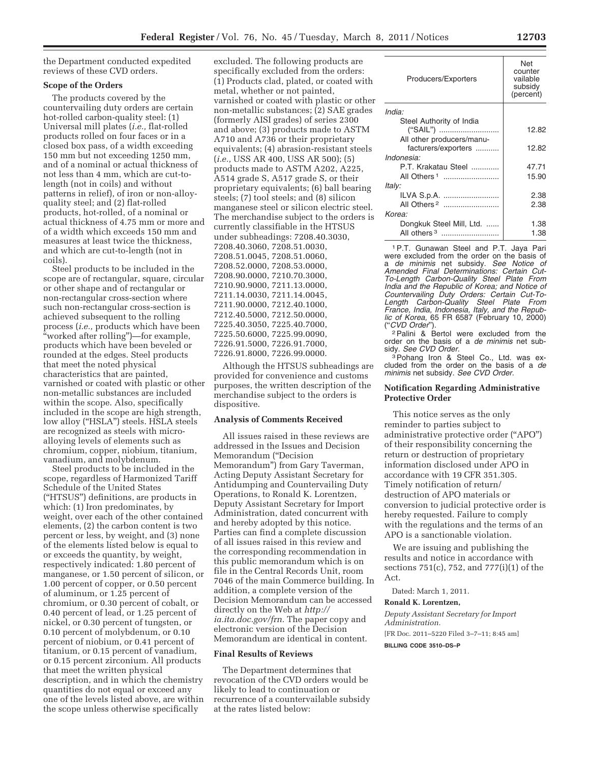the Department conducted expedited reviews of these CVD orders.

**Scope of the Orders**

The products covered by the countervailing duty orders are certain hot-rolled carbon-quality steel: (1) Universal mill plates (*i.e.,* flat-rolled products rolled on four faces or in a closed box pass, of a width exceeding 150 mm but not exceeding 1250 mm, and of a nominal or actual thickness of not less than 4 mm, which are cut-to-length (not in coils) and without patterns in relief), of iron or non-alloy-quality steel; and (2) flat-rolled products, hot-rolled, of a nominal or actual thickness of 4.75 mm or more and of a width which exceeds 150 mm and measures at least twice the thickness, and which are cut-to-length (not in coils).

Steel products to be included in the scope are of rectangular, square, circular or other shape and of rectangular or non-rectangular cross-section where such non-rectangular cross-section is achieved subsequent to the rolling process (*i.e.,* products which have been "worked after rolling")—for example, products which have been beveled or rounded at the edges. Steel products that meet the noted physical characteristics that are painted, varnished or coated with plastic or other non-metallic substances are included within the scope. Also, specifically included in the scope are high strength, low alloy ("HSLA") steels. HSLA steels are recognized as steels with micro-alloying levels of elements such as chromium, copper, niobium, titanium, vanadium, and molybdenum.

Steel products to be included in the scope, regardless of Harmonized Tariff Schedule of the United States ("HTSUS") definitions, are products in which: (1) Iron predominates, by weight, over each of the other contained elements, (2) the carbon content is two percent or less, by weight, and (3) none of the elements listed below is equal to or exceeds the quantity, by weight, respectively indicated: 1.80 percent of manganese, or 1.50 percent of silicon, or 1.00 percent of copper, or 0.50 percent of aluminum, or 1.25 percent of chromium, or 0.30 percent of cobalt, or 0.40 percent of lead, or 1.25 percent of nickel, or 0.30 percent of tungsten, or 0.10 percent of molybdenum, or 0.10 percent of niobium, or 0.41 percent of titanium, or 0.15 percent of vanadium, or 0.15 percent zirconium. All products that meet the written physical description, and in which the chemistry quantities do not equal or exceed any one of the levels listed above, are within the scope unless otherwise specifically excluded. The following products are specifically excluded from the orders: (1) Products clad, plated, or coated with metal, whether or not painted, varnished or coated with plastic or other non-metallic substances; (2) SAE grades (formerly AISI grades) of series 2300 and above; (3) products made to ASTM A710 and A736 or their proprietary equivalents; (4) abrasion-resistant steels (*i.e.,* USS AR 400, USS AR 500); (5) products made to ASTM A202, A225, A514 grade S, A517 grade S, or their proprietary equivalents; (6) ball bearing steels; (7) tool steels; and (8) silicon manganese steel or silicon electric steel. The merchandise subject to the orders is currently classifiable in the HTSUS under subheadings: 7208.40.3030, 7208.40.3060, 7208.51.0030, 7208.51.0045, 7208.51.0060, 7208.52.0000, 7208.53.0000, 7208.90.0000, 7210.70.3000, 7210.90.9000, 7211.13.0000, 7211.14.0030, 7211.14.0045, 7211.90.0000, 7212.40.1000, 7212.40.5000, 7212.50.0000, 7225.40.3050, 7225.40.7000, 7225.50.6000, 7225.99.0090, 7226.91.5000, 7226.91.7000, 7226.91.8000, 7226.99.0000.

Although the HTSUS subheadings are provided for convenience and customs purposes, the written description of the merchandise subject to the orders is dispositive.

**Analysis of Comments Received**

All issues raised in these reviews are addressed in the Issues and Decision Memorandum ("Decision Memorandum") from Gary Taverman, Acting Deputy Assistant Secretary for Antidumping and Countervailing Duty Operations, to Ronald K. Lorentzen, Deputy Assistant Secretary for Import Administration, dated concurrent with and hereby adopted by this notice. Parties can find a complete discussion of all issues raised in this review and the corresponding recommendation in this public memorandum which is on file in the Central Records Unit, room 7046 of the main Commerce building. In addition, a complete version of the Decision Memorandum can be accessed directly on the Web at *http://ia.ita.doc.gov/frn.* The paper copy and electronic version of the Decision Memorandum are identical in content.

**Final Results of Reviews**

The Department determines that revocation of the CVD orders would be likely to lead to continuation or recurrence of a countervailable subsidy at the rates listed below:

| Producers/Exporters | Net countervailable subsidy (percent) |
|---|---|
| *India:* | |
| Steel Authority of India ("SAIL") | 12.82 |
| All other producers/manufacturers/exporters | 12.82 |
| *Indonesia:* | |
| P.T. Krakatau Steel | 47.71 |
| All Others [1] | 15.90 |
| *Italy:* | |
| ILVA S.p.A. | 2.38 |
| All Others [2] | 2.38 |
| *Korea:* | |
| Dongkuk Steel Mill, Ltd. | 1.38 |
| All others [3] | 1.38 |

[1] P.T. Gunawan Steel and P.T. Jaya Pari were excluded from the order on the basis of a *de minimis* net subsidy. *See Notice of Amended Final Determinations: Certain Cut-To-Length Carbon-Quality Steel Plate From India and the Republic of Korea; and Notice of Countervailing Duty Orders: Certain Cut-To-Length Carbon-Quality Steel Plate From France, India, Indonesia, Italy, and the Republic of Korea,* 65 FR 6587 (February 10, 2000) ("*CVD Order*").

[2] Palini & Bertol were excluded from the order on the basis of a *de minimis* net subsidy. *See CVD Order.*

[3] Pohang Iron & Steel Co., Ltd. was excluded from the order on the basis of a *de minimis* net subsidy. *See CVD Order.*

**Notification Regarding Administrative Protective Order**

This notice serves as the only reminder to parties subject to administrative protective order ("APO") of their responsibility concerning the return or destruction of proprietary information disclosed under APO in accordance with 19 CFR 351.305. Timely notification of return/destruction of APO materials or conversion to judicial protective order is hereby requested. Failure to comply with the regulations and the terms of an APO is a sanctionable violation.

We are issuing and publishing the results and notice in accordance with sections 751(c), 752, and 777(i)(1) of the Act.

Dated: March 1, 2011.

**Ronald K. Lorentzen,**

*Deputy Assistant Secretary for Import Administration.*

[FR Doc. 2011–5220 Filed 3–7–11; 8:45 am]

**BILLING CODE 3510–DS–P**